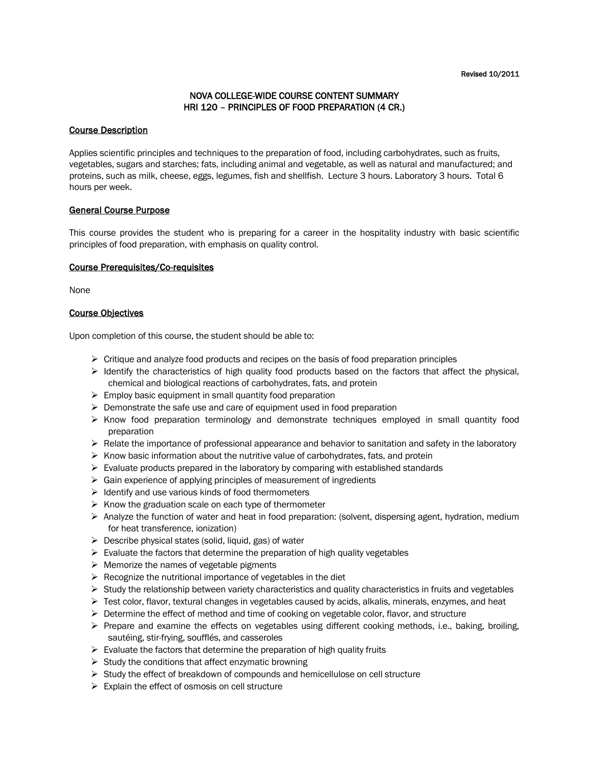Revised 10/2011

# NOVA COLLEGE-WIDE COURSE CONTENT SUMMARY
# HRI 120 – PRINCIPLES OF FOOD PREPARATION (4 CR.)

## Course Description

Applies scientific principles and techniques to the preparation of food, including carbohydrates, such as fruits, vegetables, sugars and starches; fats, including animal and vegetable, as well as natural and manufactured; and proteins, such as milk, cheese, eggs, legumes, fish and shellfish. Lecture 3 hours. Laboratory 3 hours. Total 6 hours per week.

## General Course Purpose

This course provides the student who is preparing for a career in the hospitality industry with basic scientific principles of food preparation, with emphasis on quality control.

## Course Prerequisites/Co-requisites

None

## Course Objectives

Upon completion of this course, the student should be able to:

- Critique and analyze food products and recipes on the basis of food preparation principles
- Identify the characteristics of high quality food products based on the factors that affect the physical, chemical and biological reactions of carbohydrates, fats, and protein
- Employ basic equipment in small quantity food preparation
- Demonstrate the safe use and care of equipment used in food preparation
- Know food preparation terminology and demonstrate techniques employed in small quantity food preparation
- Relate the importance of professional appearance and behavior to sanitation and safety in the laboratory
- Know basic information about the nutritive value of carbohydrates, fats, and protein
- Evaluate products prepared in the laboratory by comparing with established standards
- Gain experience of applying principles of measurement of ingredients
- Identify and use various kinds of food thermometers
- Know the graduation scale on each type of thermometer
- Analyze the function of water and heat in food preparation: (solvent, dispersing agent, hydration, medium for heat transference, ionization)
- Describe physical states (solid, liquid, gas) of water
- Evaluate the factors that determine the preparation of high quality vegetables
- Memorize the names of vegetable pigments
- Recognize the nutritional importance of vegetables in the diet
- Study the relationship between variety characteristics and quality characteristics in fruits and vegetables
- Test color, flavor, textural changes in vegetables caused by acids, alkalis, minerals, enzymes, and heat
- Determine the effect of method and time of cooking on vegetable color, flavor, and structure
- Prepare and examine the effects on vegetables using different cooking methods, i.e., baking, broiling, sautéing, stir-frying, soufflés, and casseroles
- Evaluate the factors that determine the preparation of high quality fruits
- Study the conditions that affect enzymatic browning
- Study the effect of breakdown of compounds and hemicellulose on cell structure
- Explain the effect of osmosis on cell structure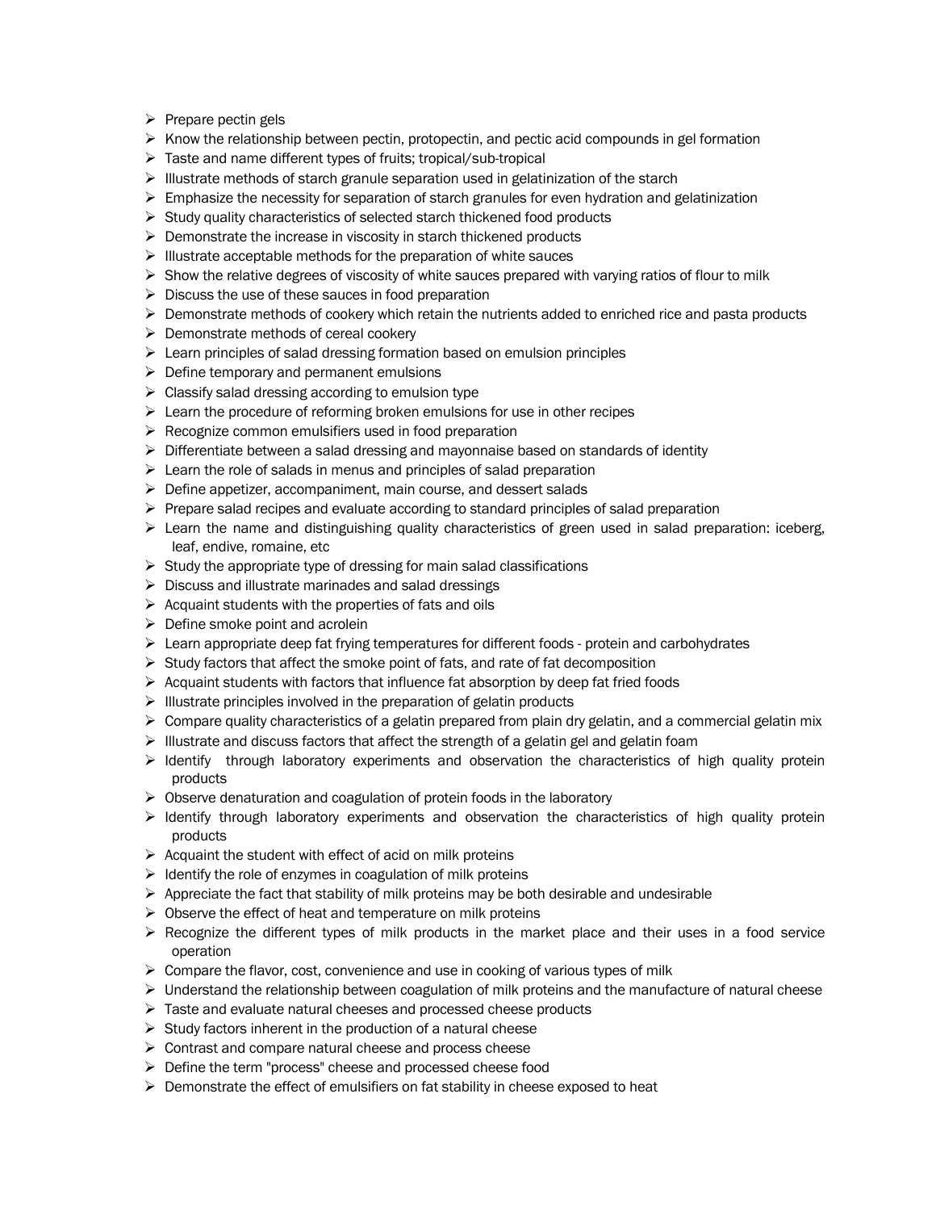- Prepare pectin gels
- Know the relationship between pectin, protopectin, and pectic acid compounds in gel formation
- Taste and name different types of fruits; tropical/sub-tropical
- Illustrate methods of starch granule separation used in gelatinization of the starch
- Emphasize the necessity for separation of starch granules for even hydration and gelatinization
- Study quality characteristics of selected starch thickened food products
- Demonstrate the increase in viscosity in starch thickened products
- Illustrate acceptable methods for the preparation of white sauces
- Show the relative degrees of viscosity of white sauces prepared with varying ratios of flour to milk
- Discuss the use of these sauces in food preparation
- Demonstrate methods of cookery which retain the nutrients added to enriched rice and pasta products
- Demonstrate methods of cereal cookery
- Learn principles of salad dressing formation based on emulsion principles
- Define temporary and permanent emulsions
- Classify salad dressing according to emulsion type
- Learn the procedure of reforming broken emulsions for use in other recipes
- Recognize common emulsifiers used in food preparation
- Differentiate between a salad dressing and mayonnaise based on standards of identity
- Learn the role of salads in menus and principles of salad preparation
- Define appetizer, accompaniment, main course, and dessert salads
- Prepare salad recipes and evaluate according to standard principles of salad preparation
- Learn the name and distinguishing quality characteristics of green used in salad preparation: iceberg, leaf, endive, romaine, etc
- Study the appropriate type of dressing for main salad classifications
- Discuss and illustrate marinades and salad dressings
- Acquaint students with the properties of fats and oils
- Define smoke point and acrolein
- Learn appropriate deep fat frying temperatures for different foods - protein and carbohydrates
- Study factors that affect the smoke point of fats, and rate of fat decomposition
- Acquaint students with factors that influence fat absorption by deep fat fried foods
- Illustrate principles involved in the preparation of gelatin products
- Compare quality characteristics of a gelatin prepared from plain dry gelatin, and a commercial gelatin mix
- Illustrate and discuss factors that affect the strength of a gelatin gel and gelatin foam
- Identify through laboratory experiments and observation the characteristics of high quality protein products
- Observe denaturation and coagulation of protein foods in the laboratory
- Identify through laboratory experiments and observation the characteristics of high quality protein products
- Acquaint the student with effect of acid on milk proteins
- Identify the role of enzymes in coagulation of milk proteins
- Appreciate the fact that stability of milk proteins may be both desirable and undesirable
- Observe the effect of heat and temperature on milk proteins
- Recognize the different types of milk products in the market place and their uses in a food service operation
- Compare the flavor, cost, convenience and use in cooking of various types of milk
- Understand the relationship between coagulation of milk proteins and the manufacture of natural cheese
- Taste and evaluate natural cheeses and processed cheese products
- Study factors inherent in the production of a natural cheese
- Contrast and compare natural cheese and process cheese
- Define the term "process" cheese and processed cheese food
- Demonstrate the effect of emulsifiers on fat stability in cheese exposed to heat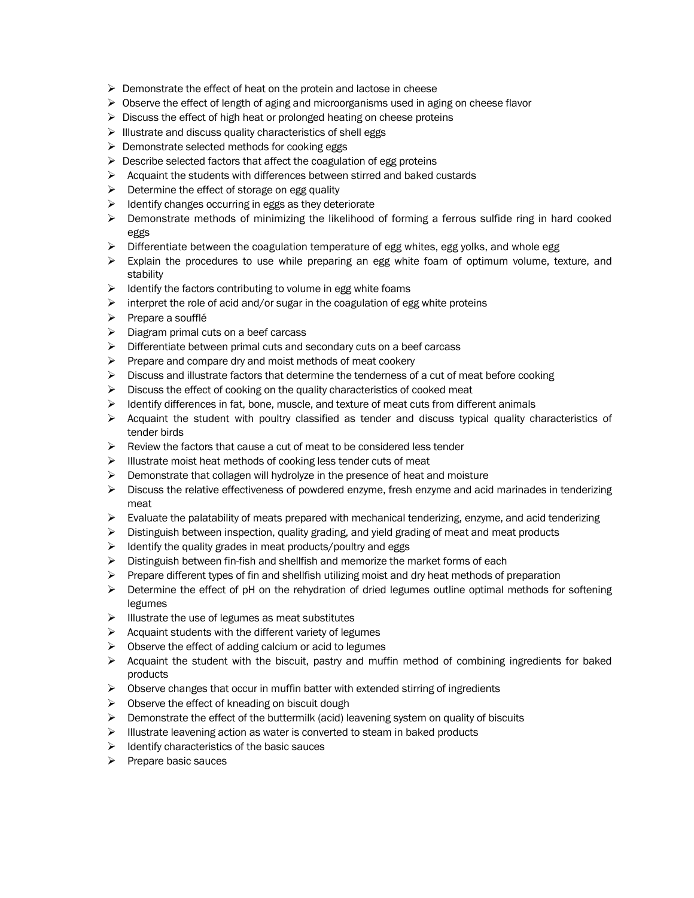- Demonstrate the effect of heat on the protein and lactose in cheese
- Observe the effect of length of aging and microorganisms used in aging on cheese flavor
- Discuss the effect of high heat or prolonged heating on cheese proteins
- Illustrate and discuss quality characteristics of shell eggs
- Demonstrate selected methods for cooking eggs
- Describe selected factors that affect the coagulation of egg proteins
- Acquaint the students with differences between stirred and baked custards
- Determine the effect of storage on egg quality
- Identify changes occurring in eggs as they deteriorate
- Demonstrate methods of minimizing the likelihood of forming a ferrous sulfide ring in hard cooked eggs
- Differentiate between the coagulation temperature of egg whites, egg yolks, and whole egg
- Explain the procedures to use while preparing an egg white foam of optimum volume, texture, and stability
- Identify the factors contributing to volume in egg white foams
- interpret the role of acid and/or sugar in the coagulation of egg white proteins
- Prepare a soufflé
- Diagram primal cuts on a beef carcass
- Differentiate between primal cuts and secondary cuts on a beef carcass
- Prepare and compare dry and moist methods of meat cookery
- Discuss and illustrate factors that determine the tenderness of a cut of meat before cooking
- Discuss the effect of cooking on the quality characteristics of cooked meat
- Identify differences in fat, bone, muscle, and texture of meat cuts from different animals
- Acquaint the student with poultry classified as tender and discuss typical quality characteristics of tender birds
- Review the factors that cause a cut of meat to be considered less tender
- Illustrate moist heat methods of cooking less tender cuts of meat
- Demonstrate that collagen will hydrolyze in the presence of heat and moisture
- Discuss the relative effectiveness of powdered enzyme, fresh enzyme and acid marinades in tenderizing meat
- Evaluate the palatability of meats prepared with mechanical tenderizing, enzyme, and acid tenderizing
- Distinguish between inspection, quality grading, and yield grading of meat and meat products
- Identify the quality grades in meat products/poultry and eggs
- Distinguish between fin-fish and shellfish and memorize the market forms of each
- Prepare different types of fin and shellfish utilizing moist and dry heat methods of preparation
- Determine the effect of pH on the rehydration of dried legumes outline optimal methods for softening legumes
- Illustrate the use of legumes as meat substitutes
- Acquaint students with the different variety of legumes
- Observe the effect of adding calcium or acid to legumes
- Acquaint the student with the biscuit, pastry and muffin method of combining ingredients for baked products
- Observe changes that occur in muffin batter with extended stirring of ingredients
- Observe the effect of kneading on biscuit dough
- Demonstrate the effect of the buttermilk (acid) leavening system on quality of biscuits
- Illustrate leavening action as water is converted to steam in baked products
- Identify characteristics of the basic sauces
- Prepare basic sauces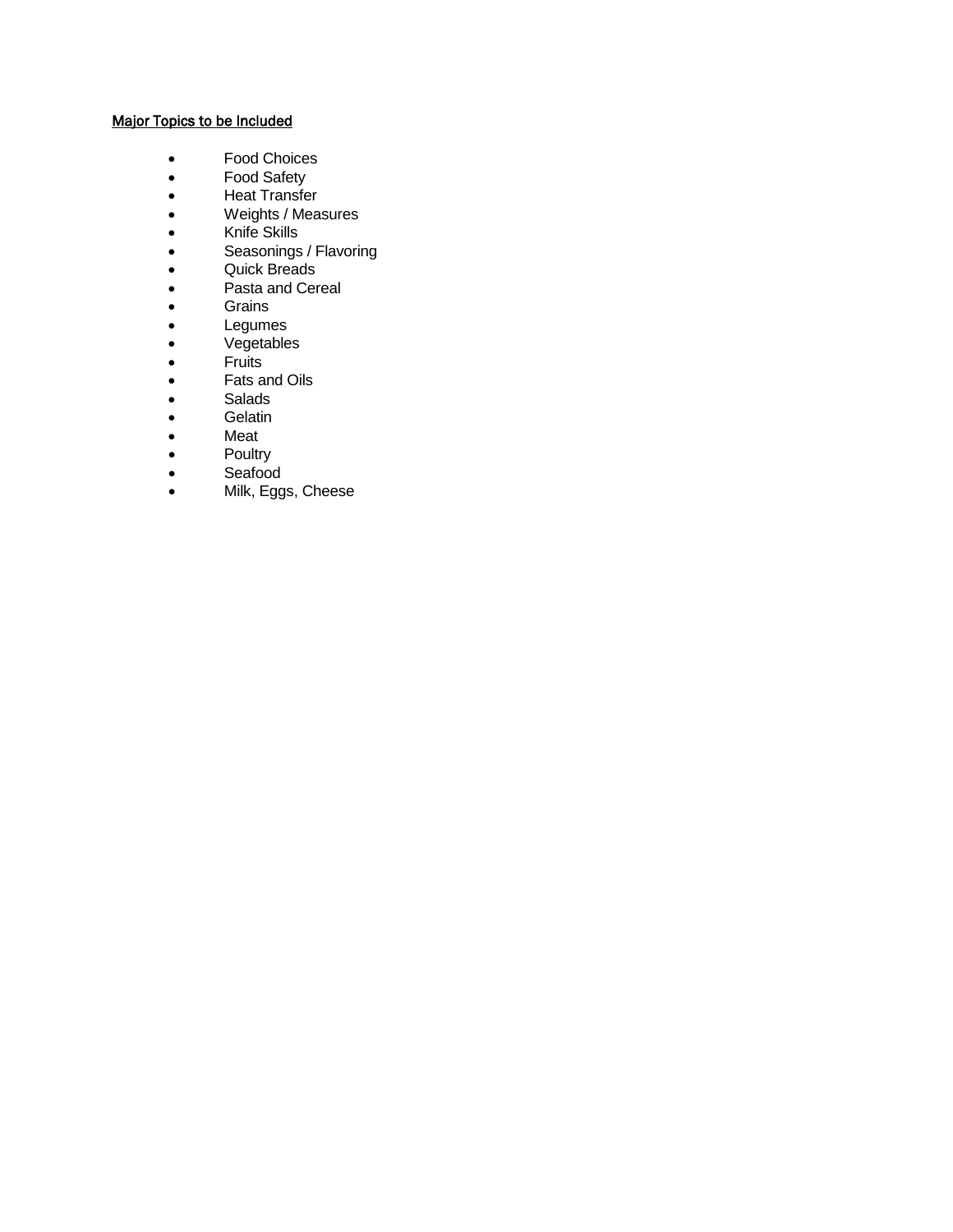<u>Major Topics to be Included</u>

- Food Choices
- Food Safety
- Heat Transfer
- Weights / Measures
- Knife Skills
- Seasonings / Flavoring
- Quick Breads
- Pasta and Cereal
- Grains
- Legumes
- Vegetables
- Fruits
- Fats and Oils
- Salads
- Gelatin
- Meat
- Poultry
- Seafood
- Milk, Eggs, Cheese